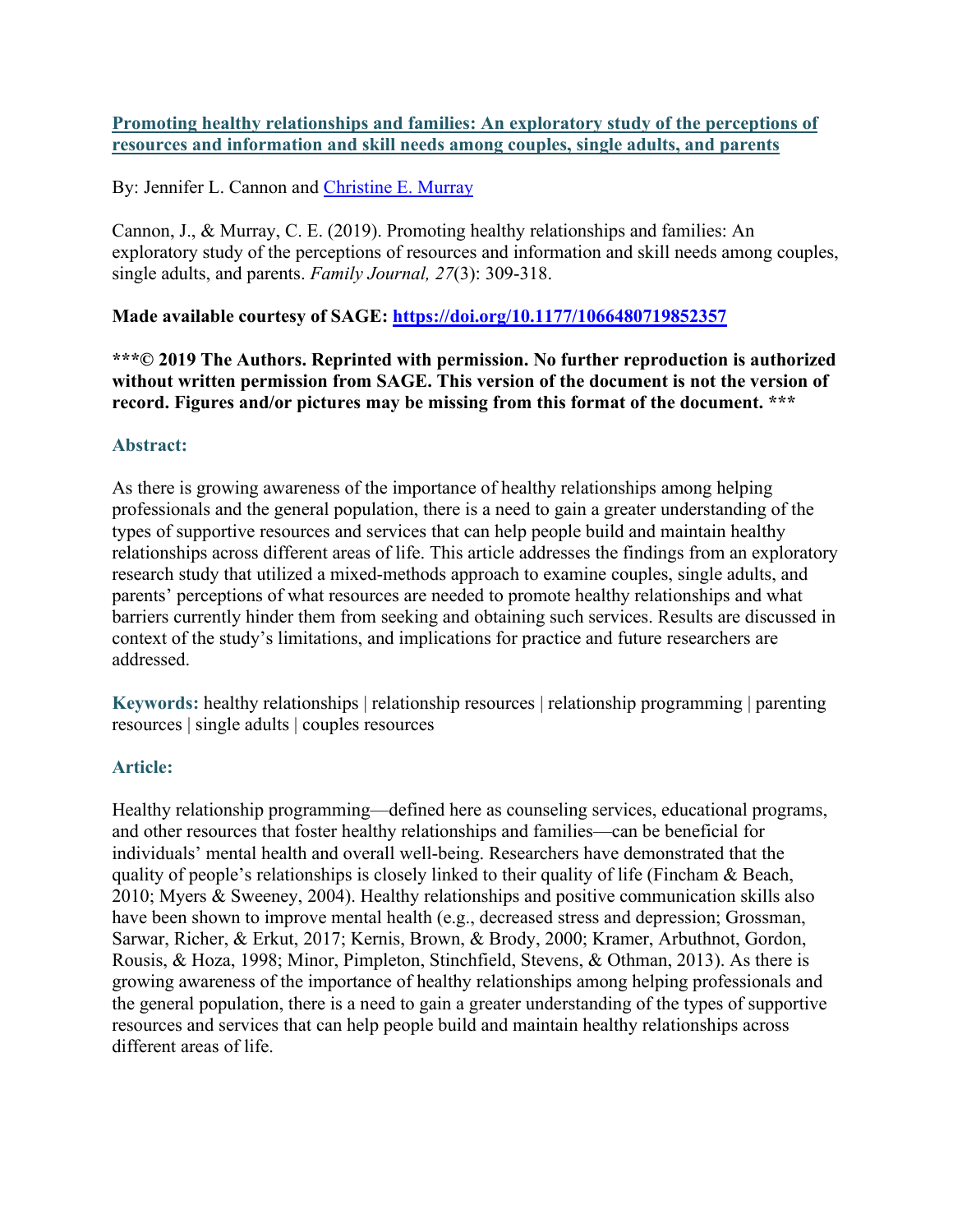# [Promoting healthy relationships and families: An exploratory study of the perceptions of resources and information and skill needs among couples, single adults, and parents](https://doi.org/10.1177/1066480719852357)

By: Jennifer L. Cannon and [Christine E. Murray](#)

Cannon, J., & Murray, C. E. (2019). Promoting healthy relationships and families: An exploratory study of the perceptions of resources and information and skill needs among couples, single adults, and parents. *Family Journal, 27*(3): 309-318.

**Made available courtesy of SAGE: [https://doi.org/10.1177/1066480719852357](https://doi.org/10.1177/1066480719852357)**

**\*\*\*© 2019 The Authors. Reprinted with permission. No further reproduction is authorized without written permission from SAGE. This version of the document is not the version of record. Figures and/or pictures may be missing from this format of the document. \*\*\***

## Abstract:

As there is growing awareness of the importance of healthy relationships among helping professionals and the general population, there is a need to gain a greater understanding of the types of supportive resources and services that can help people build and maintain healthy relationships across different areas of life. This article addresses the findings from an exploratory research study that utilized a mixed-methods approach to examine couples, single adults, and parents' perceptions of what resources are needed to promote healthy relationships and what barriers currently hinder them from seeking and obtaining such services. Results are discussed in context of the study's limitations, and implications for practice and future researchers are addressed.

**Keywords:** healthy relationships | relationship resources | relationship programming | parenting resources | single adults | couples resources

## Article:

Healthy relationship programming—defined here as counseling services, educational programs, and other resources that foster healthy relationships and families—can be beneficial for individuals' mental health and overall well-being. Researchers have demonstrated that the quality of people's relationships is closely linked to their quality of life (Fincham & Beach, 2010; Myers & Sweeney, 2004). Healthy relationships and positive communication skills also have been shown to improve mental health (e.g., decreased stress and depression; Grossman, Sarwar, Richer, & Erkut, 2017; Kernis, Brown, & Brody, 2000; Kramer, Arbuthnot, Gordon, Rousis, & Hoza, 1998; Minor, Pimpleton, Stinchfield, Stevens, & Othman, 2013). As there is growing awareness of the importance of healthy relationships among helping professionals and the general population, there is a need to gain a greater understanding of the types of supportive resources and services that can help people build and maintain healthy relationships across different areas of life.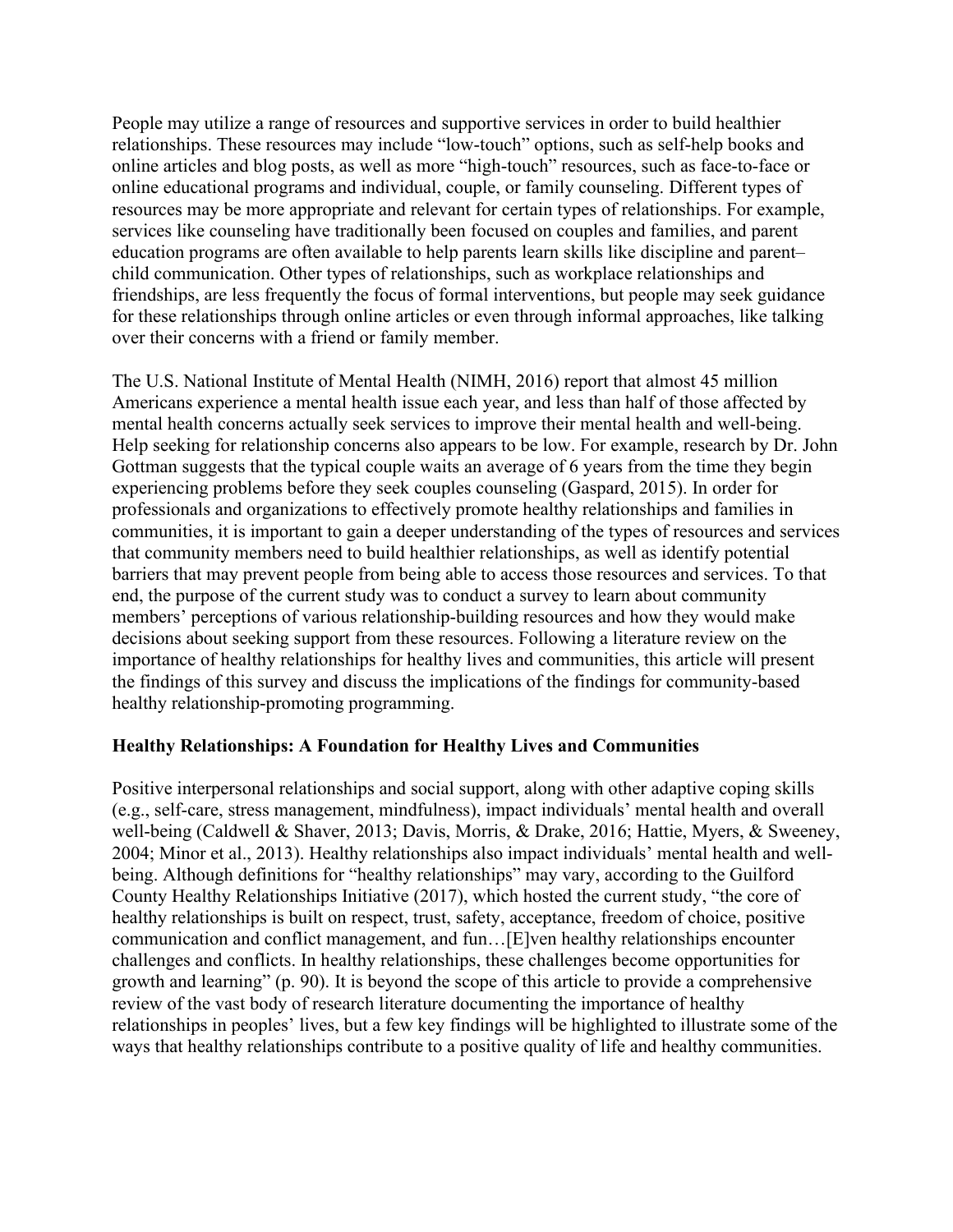People may utilize a range of resources and supportive services in order to build healthier relationships. These resources may include "low-touch" options, such as self-help books and online articles and blog posts, as well as more "high-touch" resources, such as face-to-face or online educational programs and individual, couple, or family counseling. Different types of resources may be more appropriate and relevant for certain types of relationships. For example, services like counseling have traditionally been focused on couples and families, and parent education programs are often available to help parents learn skills like discipline and parent–child communication. Other types of relationships, such as workplace relationships and friendships, are less frequently the focus of formal interventions, but people may seek guidance for these relationships through online articles or even through informal approaches, like talking over their concerns with a friend or family member.

The U.S. National Institute of Mental Health (NIMH, 2016) report that almost 45 million Americans experience a mental health issue each year, and less than half of those affected by mental health concerns actually seek services to improve their mental health and well-being. Help seeking for relationship concerns also appears to be low. For example, research by Dr. John Gottman suggests that the typical couple waits an average of 6 years from the time they begin experiencing problems before they seek couples counseling (Gaspard, 2015). In order for professionals and organizations to effectively promote healthy relationships and families in communities, it is important to gain a deeper understanding of the types of resources and services that community members need to build healthier relationships, as well as identify potential barriers that may prevent people from being able to access those resources and services. To that end, the purpose of the current study was to conduct a survey to learn about community members' perceptions of various relationship-building resources and how they would make decisions about seeking support from these resources. Following a literature review on the importance of healthy relationships for healthy lives and communities, this article will present the findings of this survey and discuss the implications of the findings for community-based healthy relationship-promoting programming.

## Healthy Relationships: A Foundation for Healthy Lives and Communities

Positive interpersonal relationships and social support, along with other adaptive coping skills (e.g., self-care, stress management, mindfulness), impact individuals' mental health and overall well-being (Caldwell & Shaver, 2013; Davis, Morris, & Drake, 2016; Hattie, Myers, & Sweeney, 2004; Minor et al., 2013). Healthy relationships also impact individuals' mental health and well-being. Although definitions for "healthy relationships" may vary, according to the Guilford County Healthy Relationships Initiative (2017), which hosted the current study, "the core of healthy relationships is built on respect, trust, safety, acceptance, freedom of choice, positive communication and conflict management, and fun…[E]ven healthy relationships encounter challenges and conflicts. In healthy relationships, these challenges become opportunities for growth and learning" (p. 90). It is beyond the scope of this article to provide a comprehensive review of the vast body of research literature documenting the importance of healthy relationships in peoples' lives, but a few key findings will be highlighted to illustrate some of the ways that healthy relationships contribute to a positive quality of life and healthy communities.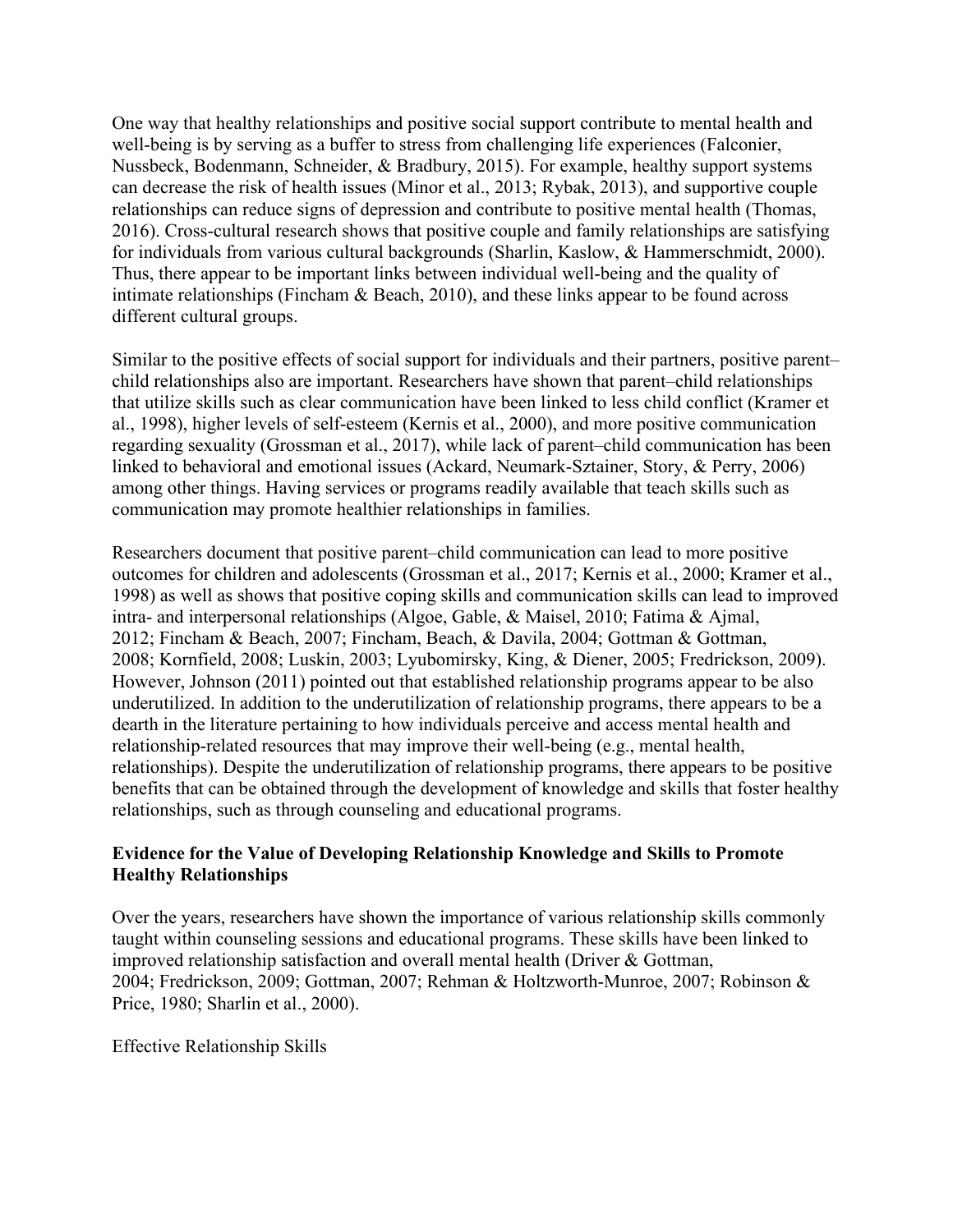One way that healthy relationships and positive social support contribute to mental health and well-being is by serving as a buffer to stress from challenging life experiences (Falconier, Nussbeck, Bodenmann, Schneider, & Bradbury, 2015). For example, healthy support systems can decrease the risk of health issues (Minor et al., 2013; Rybak, 2013), and supportive couple relationships can reduce signs of depression and contribute to positive mental health (Thomas, 2016). Cross-cultural research shows that positive couple and family relationships are satisfying for individuals from various cultural backgrounds (Sharlin, Kaslow, & Hammerschmidt, 2000). Thus, there appear to be important links between individual well-being and the quality of intimate relationships (Fincham & Beach, 2010), and these links appear to be found across different cultural groups.

Similar to the positive effects of social support for individuals and their partners, positive parent–child relationships also are important. Researchers have shown that parent–child relationships that utilize skills such as clear communication have been linked to less child conflict (Kramer et al., 1998), higher levels of self-esteem (Kernis et al., 2000), and more positive communication regarding sexuality (Grossman et al., 2017), while lack of parent–child communication has been linked to behavioral and emotional issues (Ackard, Neumark-Sztainer, Story, & Perry, 2006) among other things. Having services or programs readily available that teach skills such as communication may promote healthier relationships in families.

Researchers document that positive parent–child communication can lead to more positive outcomes for children and adolescents (Grossman et al., 2017; Kernis et al., 2000; Kramer et al., 1998) as well as shows that positive coping skills and communication skills can lead to improved intra- and interpersonal relationships (Algoe, Gable, & Maisel, 2010; Fatima & Ajmal, 2012; Fincham & Beach, 2007; Fincham, Beach, & Davila, 2004; Gottman & Gottman, 2008; Kornfield, 2008; Luskin, 2003; Lyubomirsky, King, & Diener, 2005; Fredrickson, 2009). However, Johnson (2011) pointed out that established relationship programs appear to be also underutilized. In addition to the underutilization of relationship programs, there appears to be a dearth in the literature pertaining to how individuals perceive and access mental health and relationship-related resources that may improve their well-being (e.g., mental health, relationships). Despite the underutilization of relationship programs, there appears to be positive benefits that can be obtained through the development of knowledge and skills that foster healthy relationships, such as through counseling and educational programs.

## Evidence for the Value of Developing Relationship Knowledge and Skills to Promote Healthy Relationships

Over the years, researchers have shown the importance of various relationship skills commonly taught within counseling sessions and educational programs. These skills have been linked to improved relationship satisfaction and overall mental health (Driver & Gottman, 2004; Fredrickson, 2009; Gottman, 2007; Rehman & Holtzworth-Munroe, 2007; Robinson & Price, 1980; Sharlin et al., 2000).

### Effective Relationship Skills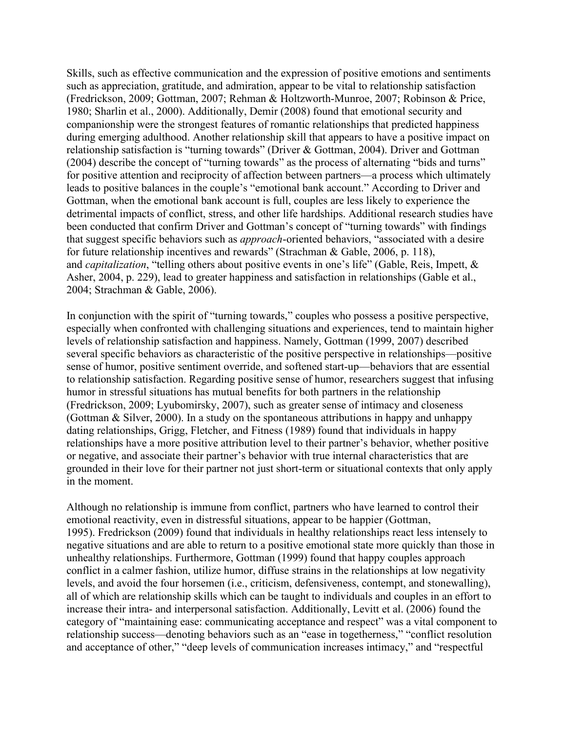Skills, such as effective communication and the expression of positive emotions and sentiments such as appreciation, gratitude, and admiration, appear to be vital to relationship satisfaction (Fredrickson, 2009; Gottman, 2007; Rehman & Holtzworth-Munroe, 2007; Robinson & Price, 1980; Sharlin et al., 2000). Additionally, Demir (2008) found that emotional security and companionship were the strongest features of romantic relationships that predicted happiness during emerging adulthood. Another relationship skill that appears to have a positive impact on relationship satisfaction is "turning towards" (Driver & Gottman, 2004). Driver and Gottman (2004) describe the concept of "turning towards" as the process of alternating "bids and turns" for positive attention and reciprocity of affection between partners—a process which ultimately leads to positive balances in the couple's "emotional bank account." According to Driver and Gottman, when the emotional bank account is full, couples are less likely to experience the detrimental impacts of conflict, stress, and other life hardships. Additional research studies have been conducted that confirm Driver and Gottman's concept of "turning towards" with findings that suggest specific behaviors such as *approach*-oriented behaviors, "associated with a desire for future relationship incentives and rewards" (Strachman & Gable, 2006, p. 118), and *capitalization*, "telling others about positive events in one's life" (Gable, Reis, Impett, & Asher, 2004, p. 229), lead to greater happiness and satisfaction in relationships (Gable et al., 2004; Strachman & Gable, 2006).

In conjunction with the spirit of "turning towards," couples who possess a positive perspective, especially when confronted with challenging situations and experiences, tend to maintain higher levels of relationship satisfaction and happiness. Namely, Gottman (1999, 2007) described several specific behaviors as characteristic of the positive perspective in relationships—positive sense of humor, positive sentiment override, and softened start-up—behaviors that are essential to relationship satisfaction. Regarding positive sense of humor, researchers suggest that infusing humor in stressful situations has mutual benefits for both partners in the relationship (Fredrickson, 2009; Lyubomirsky, 2007), such as greater sense of intimacy and closeness (Gottman & Silver, 2000). In a study on the spontaneous attributions in happy and unhappy dating relationships, Grigg, Fletcher, and Fitness (1989) found that individuals in happy relationships have a more positive attribution level to their partner's behavior, whether positive or negative, and associate their partner's behavior with true internal characteristics that are grounded in their love for their partner not just short-term or situational contexts that only apply in the moment.

Although no relationship is immune from conflict, partners who have learned to control their emotional reactivity, even in distressful situations, appear to be happier (Gottman, 1995). Fredrickson (2009) found that individuals in healthy relationships react less intensely to negative situations and are able to return to a positive emotional state more quickly than those in unhealthy relationships. Furthermore, Gottman (1999) found that happy couples approach conflict in a calmer fashion, utilize humor, diffuse strains in the relationships at low negativity levels, and avoid the four horsemen (i.e., criticism, defensiveness, contempt, and stonewalling), all of which are relationship skills which can be taught to individuals and couples in an effort to increase their intra- and interpersonal satisfaction. Additionally, Levitt et al. (2006) found the category of "maintaining ease: communicating acceptance and respect" was a vital component to relationship success—denoting behaviors such as an "ease in togetherness," "conflict resolution and acceptance of other," "deep levels of communication increases intimacy," and "respectful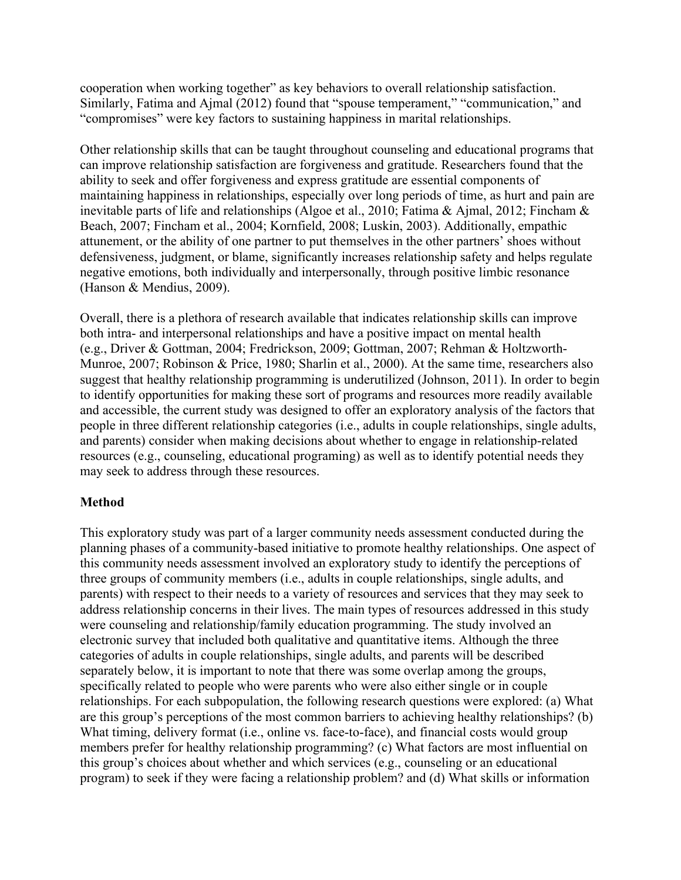cooperation when working together" as key behaviors to overall relationship satisfaction. Similarly, Fatima and Ajmal (2012) found that "spouse temperament," "communication," and "compromises" were key factors to sustaining happiness in marital relationships.

Other relationship skills that can be taught throughout counseling and educational programs that can improve relationship satisfaction are forgiveness and gratitude. Researchers found that the ability to seek and offer forgiveness and express gratitude are essential components of maintaining happiness in relationships, especially over long periods of time, as hurt and pain are inevitable parts of life and relationships (Algoe et al., 2010; Fatima & Ajmal, 2012; Fincham & Beach, 2007; Fincham et al., 2004; Kornfield, 2008; Luskin, 2003). Additionally, empathic attunement, or the ability of one partner to put themselves in the other partners' shoes without defensiveness, judgment, or blame, significantly increases relationship safety and helps regulate negative emotions, both individually and interpersonally, through positive limbic resonance (Hanson & Mendius, 2009).

Overall, there is a plethora of research available that indicates relationship skills can improve both intra- and interpersonal relationships and have a positive impact on mental health (e.g., Driver & Gottman, 2004; Fredrickson, 2009; Gottman, 2007; Rehman & Holtzworth-Munroe, 2007; Robinson & Price, 1980; Sharlin et al., 2000). At the same time, researchers also suggest that healthy relationship programming is underutilized (Johnson, 2011). In order to begin to identify opportunities for making these sort of programs and resources more readily available and accessible, the current study was designed to offer an exploratory analysis of the factors that people in three different relationship categories (i.e., adults in couple relationships, single adults, and parents) consider when making decisions about whether to engage in relationship-related resources (e.g., counseling, educational programing) as well as to identify potential needs they may seek to address through these resources.

## Method

This exploratory study was part of a larger community needs assessment conducted during the planning phases of a community-based initiative to promote healthy relationships. One aspect of this community needs assessment involved an exploratory study to identify the perceptions of three groups of community members (i.e., adults in couple relationships, single adults, and parents) with respect to their needs to a variety of resources and services that they may seek to address relationship concerns in their lives. The main types of resources addressed in this study were counseling and relationship/family education programming. The study involved an electronic survey that included both qualitative and quantitative items. Although the three categories of adults in couple relationships, single adults, and parents will be described separately below, it is important to note that there was some overlap among the groups, specifically related to people who were parents who were also either single or in couple relationships. For each subpopulation, the following research questions were explored: (a) What are this group's perceptions of the most common barriers to achieving healthy relationships? (b) What timing, delivery format (i.e., online vs. face-to-face), and financial costs would group members prefer for healthy relationship programming? (c) What factors are most influential on this group's choices about whether and which services (e.g., counseling or an educational program) to seek if they were facing a relationship problem? and (d) What skills or information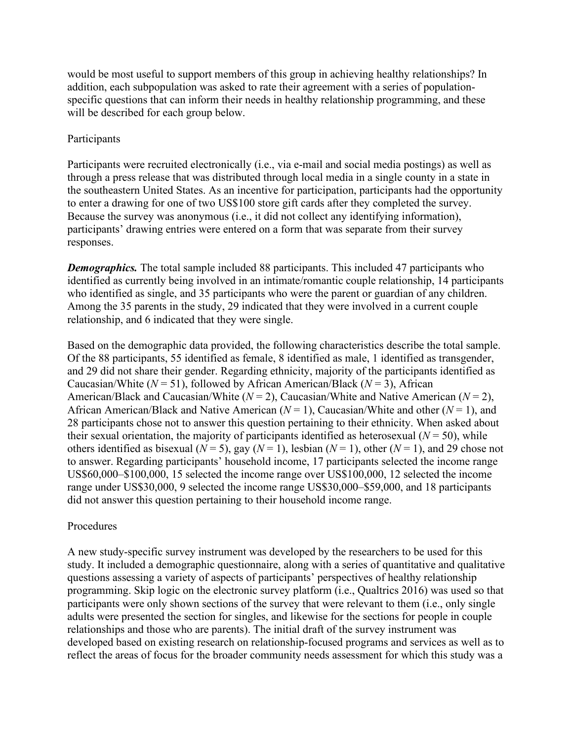would be most useful to support members of this group in achieving healthy relationships? In addition, each subpopulation was asked to rate their agreement with a series of population-specific questions that can inform their needs in healthy relationship programming, and these will be described for each group below.

## Participants

Participants were recruited electronically (i.e., via e-mail and social media postings) as well as through a press release that was distributed through local media in a single county in a state in the southeastern United States. As an incentive for participation, participants had the opportunity to enter a drawing for one of two US$100 store gift cards after they completed the survey. Because the survey was anonymous (i.e., it did not collect any identifying information), participants' drawing entries were entered on a form that was separate from their survey responses.

***Demographics.*** The total sample included 88 participants. This included 47 participants who identified as currently being involved in an intimate/romantic couple relationship, 14 participants who identified as single, and 35 participants who were the parent or guardian of any children. Among the 35 parents in the study, 29 indicated that they were involved in a current couple relationship, and 6 indicated that they were single.

Based on the demographic data provided, the following characteristics describe the total sample. Of the 88 participants, 55 identified as female, 8 identified as male, 1 identified as transgender, and 29 did not share their gender. Regarding ethnicity, majority of the participants identified as Caucasian/White ($N = 51$), followed by African American/Black ($N = 3$), African American/Black and Caucasian/White ($N = 2$), Caucasian/White and Native American ($N = 2$), African American/Black and Native American ($N = 1$), Caucasian/White and other ($N = 1$), and 28 participants chose not to answer this question pertaining to their ethnicity. When asked about their sexual orientation, the majority of participants identified as heterosexual ($N = 50$), while others identified as bisexual ($N = 5$), gay ($N = 1$), lesbian ($N = 1$), other ($N = 1$), and 29 chose not to answer. Regarding participants' household income, 17 participants selected the income range US$60,000–$100,000, 15 selected the income range over US$100,000, 12 selected the income range under US$30,000, 9 selected the income range US$30,000–$59,000, and 18 participants did not answer this question pertaining to their household income range.

## Procedures

A new study-specific survey instrument was developed by the researchers to be used for this study. It included a demographic questionnaire, along with a series of quantitative and qualitative questions assessing a variety of aspects of participants' perspectives of healthy relationship programming. Skip logic on the electronic survey platform (i.e., Qualtrics 2016) was used so that participants were only shown sections of the survey that were relevant to them (i.e., only single adults were presented the section for singles, and likewise for the sections for people in couple relationships and those who are parents). The initial draft of the survey instrument was developed based on existing research on relationship-focused programs and services as well as to reflect the areas of focus for the broader community needs assessment for which this study was a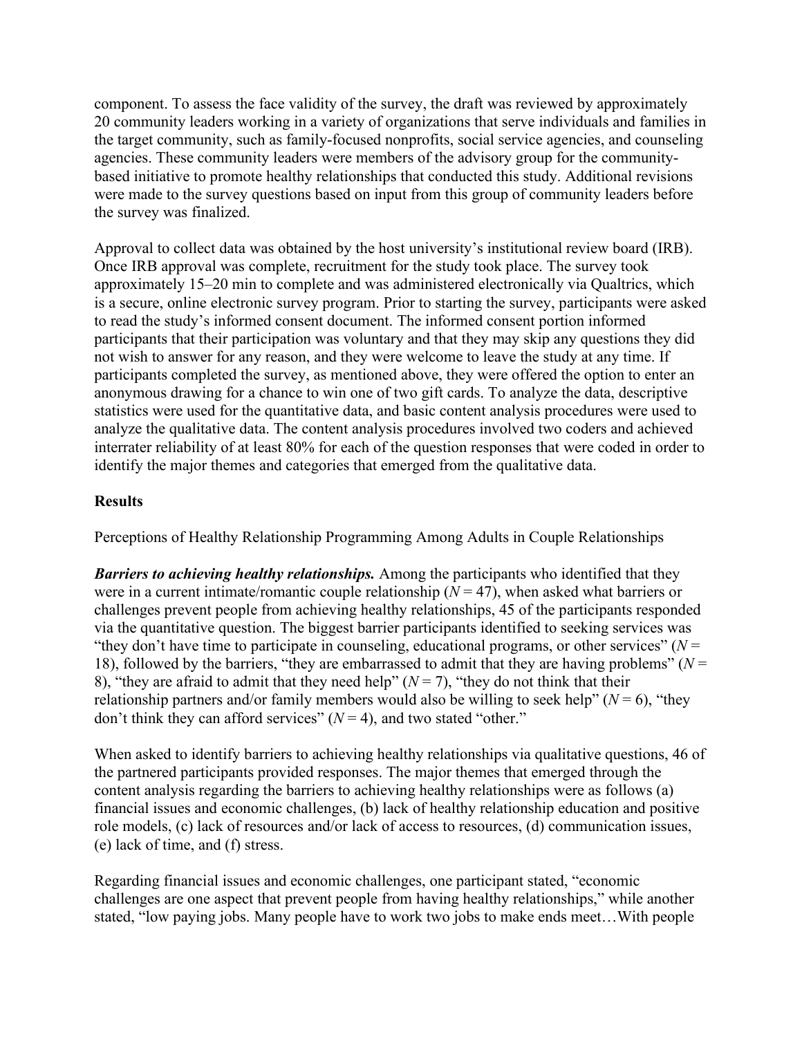component. To assess the face validity of the survey, the draft was reviewed by approximately 20 community leaders working in a variety of organizations that serve individuals and families in the target community, such as family-focused nonprofits, social service agencies, and counseling agencies. These community leaders were members of the advisory group for the community-based initiative to promote healthy relationships that conducted this study. Additional revisions were made to the survey questions based on input from this group of community leaders before the survey was finalized.

Approval to collect data was obtained by the host university's institutional review board (IRB). Once IRB approval was complete, recruitment for the study took place. The survey took approximately 15–20 min to complete and was administered electronically via Qualtrics, which is a secure, online electronic survey program. Prior to starting the survey, participants were asked to read the study's informed consent document. The informed consent portion informed participants that their participation was voluntary and that they may skip any questions they did not wish to answer for any reason, and they were welcome to leave the study at any time. If participants completed the survey, as mentioned above, they were offered the option to enter an anonymous drawing for a chance to win one of two gift cards. To analyze the data, descriptive statistics were used for the quantitative data, and basic content analysis procedures were used to analyze the qualitative data. The content analysis procedures involved two coders and achieved interrater reliability of at least 80% for each of the question responses that were coded in order to identify the major themes and categories that emerged from the qualitative data.

## Results

Perceptions of Healthy Relationship Programming Among Adults in Couple Relationships

***Barriers to achieving healthy relationships.*** Among the participants who identified that they were in a current intimate/romantic couple relationship ($N = 47$), when asked what barriers or challenges prevent people from achieving healthy relationships, 45 of the participants responded via the quantitative question. The biggest barrier participants identified to seeking services was "they don't have time to participate in counseling, educational programs, or other services" ($N = 18$), followed by the barriers, "they are embarrassed to admit that they are having problems" ($N = 8$), "they are afraid to admit that they need help" ($N = 7$), "they do not think that their relationship partners and/or family members would also be willing to seek help" ($N = 6$), "they don't think they can afford services" ($N = 4$), and two stated "other."

When asked to identify barriers to achieving healthy relationships via qualitative questions, 46 of the partnered participants provided responses. The major themes that emerged through the content analysis regarding the barriers to achieving healthy relationships were as follows (a) financial issues and economic challenges, (b) lack of healthy relationship education and positive role models, (c) lack of resources and/or lack of access to resources, (d) communication issues, (e) lack of time, and (f) stress.

Regarding financial issues and economic challenges, one participant stated, "economic challenges are one aspect that prevent people from having healthy relationships," while another stated, "low paying jobs. Many people have to work two jobs to make ends meet…With people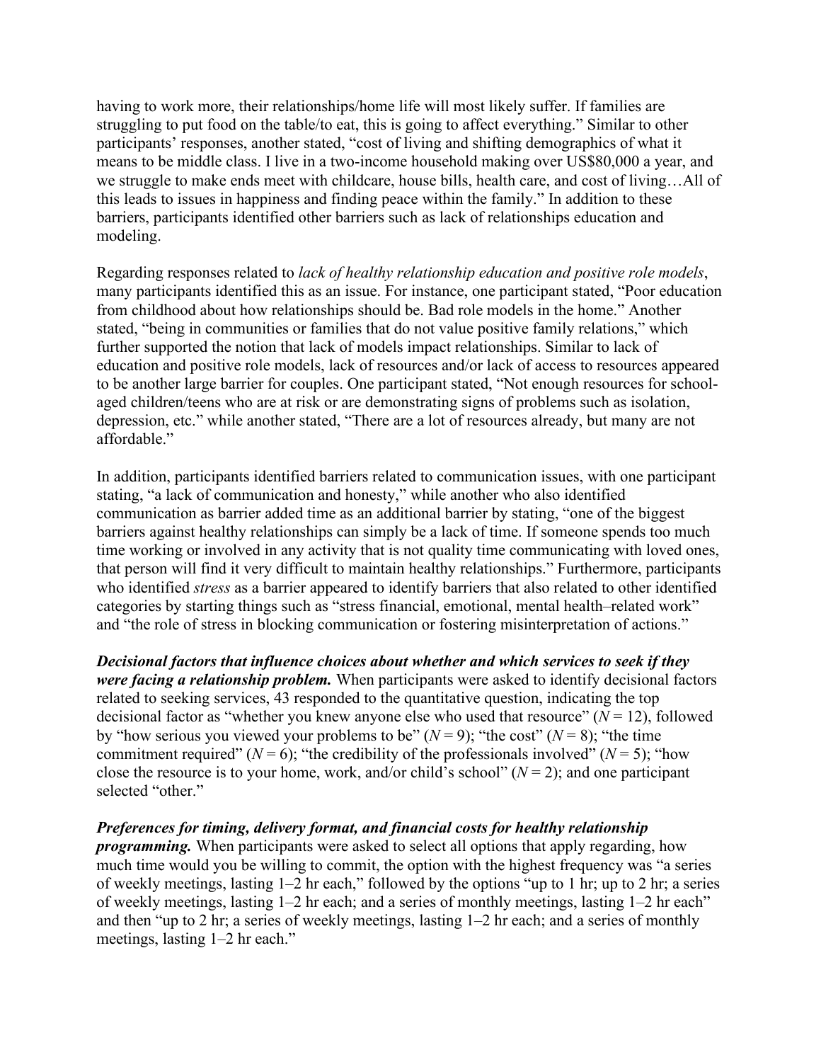having to work more, their relationships/home life will most likely suffer. If families are struggling to put food on the table/to eat, this is going to affect everything." Similar to other participants' responses, another stated, "cost of living and shifting demographics of what it means to be middle class. I live in a two-income household making over US$80,000 a year, and we struggle to make ends meet with childcare, house bills, health care, and cost of living…All of this leads to issues in happiness and finding peace within the family." In addition to these barriers, participants identified other barriers such as lack of relationships education and modeling.

Regarding responses related to *lack of healthy relationship education and positive role models*, many participants identified this as an issue. For instance, one participant stated, "Poor education from childhood about how relationships should be. Bad role models in the home." Another stated, "being in communities or families that do not value positive family relations," which further supported the notion that lack of models impact relationships. Similar to lack of education and positive role models, lack of resources and/or lack of access to resources appeared to be another large barrier for couples. One participant stated, "Not enough resources for school-aged children/teens who are at risk or are demonstrating signs of problems such as isolation, depression, etc." while another stated, "There are a lot of resources already, but many are not affordable."

In addition, participants identified barriers related to communication issues, with one participant stating, "a lack of communication and honesty," while another who also identified communication as barrier added time as an additional barrier by stating, "one of the biggest barriers against healthy relationships can simply be a lack of time. If someone spends too much time working or involved in any activity that is not quality time communicating with loved ones, that person will find it very difficult to maintain healthy relationships." Furthermore, participants who identified *stress* as a barrier appeared to identify barriers that also related to other identified categories by starting things such as "stress financial, emotional, mental health–related work" and "the role of stress in blocking communication or fostering misinterpretation of actions."

***Decisional factors that influence choices about whether and which services to seek if they were facing a relationship problem.*** When participants were asked to identify decisional factors related to seeking services, 43 responded to the quantitative question, indicating the top decisional factor as "whether you knew anyone else who used that resource" ($N = 12$), followed by "how serious you viewed your problems to be" ($N = 9$); "the cost" ($N = 8$); "the time commitment required" ($N = 6$); "the credibility of the professionals involved" ($N = 5$); "how close the resource is to your home, work, and/or child's school" ($N = 2$); and one participant selected "other."

***Preferences for timing, delivery format, and financial costs for healthy relationship programming.*** When participants were asked to select all options that apply regarding, how much time would you be willing to commit, the option with the highest frequency was "a series of weekly meetings, lasting 1–2 hr each," followed by the options "up to 1 hr; up to 2 hr; a series of weekly meetings, lasting 1–2 hr each; and a series of monthly meetings, lasting 1–2 hr each" and then "up to 2 hr; a series of weekly meetings, lasting 1–2 hr each; and a series of monthly meetings, lasting 1–2 hr each."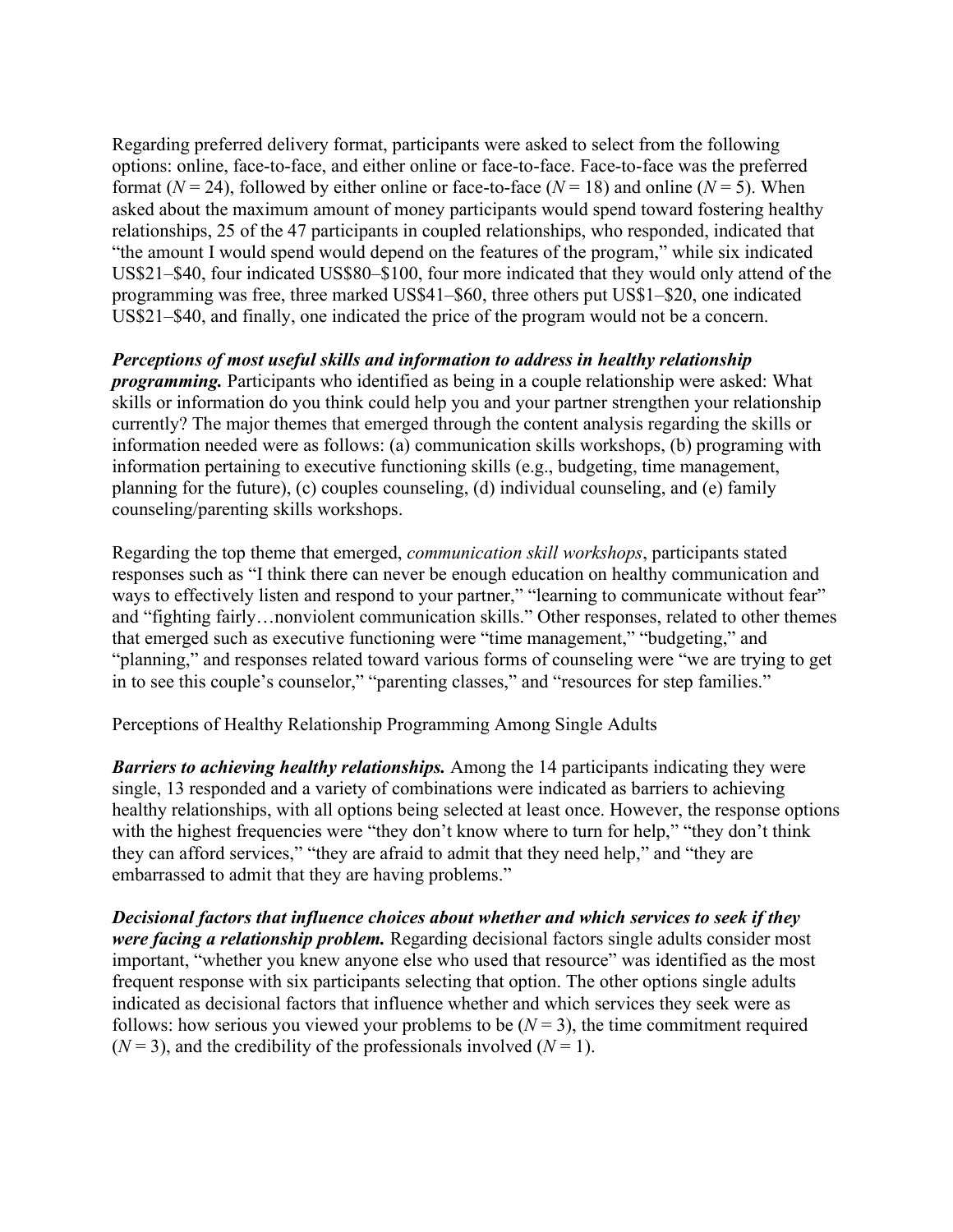Regarding preferred delivery format, participants were asked to select from the following options: online, face-to-face, and either online or face-to-face. Face-to-face was the preferred format (*N* = 24), followed by either online or face-to-face (*N* = 18) and online (*N* = 5). When asked about the maximum amount of money participants would spend toward fostering healthy relationships, 25 of the 47 participants in coupled relationships, who responded, indicated that "the amount I would spend would depend on the features of the program," while six indicated US$21–$40, four indicated US$80–$100, four more indicated that they would only attend of the programming was free, three marked US$41–$60, three others put US$1–$20, one indicated US$21–$40, and finally, one indicated the price of the program would not be a concern.

***Perceptions of most useful skills and information to address in healthy relationship programming.*** Participants who identified as being in a couple relationship were asked: What skills or information do you think could help you and your partner strengthen your relationship currently? The major themes that emerged through the content analysis regarding the skills or information needed were as follows: (a) communication skills workshops, (b) programing with information pertaining to executive functioning skills (e.g., budgeting, time management, planning for the future), (c) couples counseling, (d) individual counseling, and (e) family counseling/parenting skills workshops.

Regarding the top theme that emerged, *communication skill workshops*, participants stated responses such as "I think there can never be enough education on healthy communication and ways to effectively listen and respond to your partner," "learning to communicate without fear" and "fighting fairly…nonviolent communication skills." Other responses, related to other themes that emerged such as executive functioning were "time management," "budgeting," and "planning," and responses related toward various forms of counseling were "we are trying to get in to see this couple's counselor," "parenting classes," and "resources for step families."

Perceptions of Healthy Relationship Programming Among Single Adults

***Barriers to achieving healthy relationships.*** Among the 14 participants indicating they were single, 13 responded and a variety of combinations were indicated as barriers to achieving healthy relationships, with all options being selected at least once. However, the response options with the highest frequencies were "they don't know where to turn for help," "they don't think they can afford services," "they are afraid to admit that they need help," and "they are embarrassed to admit that they are having problems."

***Decisional factors that influence choices about whether and which services to seek if they were facing a relationship problem.*** Regarding decisional factors single adults consider most important, "whether you knew anyone else who used that resource" was identified as the most frequent response with six participants selecting that option. The other options single adults indicated as decisional factors that influence whether and which services they seek were as follows: how serious you viewed your problems to be (*N* = 3), the time commitment required (*N* = 3), and the credibility of the professionals involved (*N* = 1).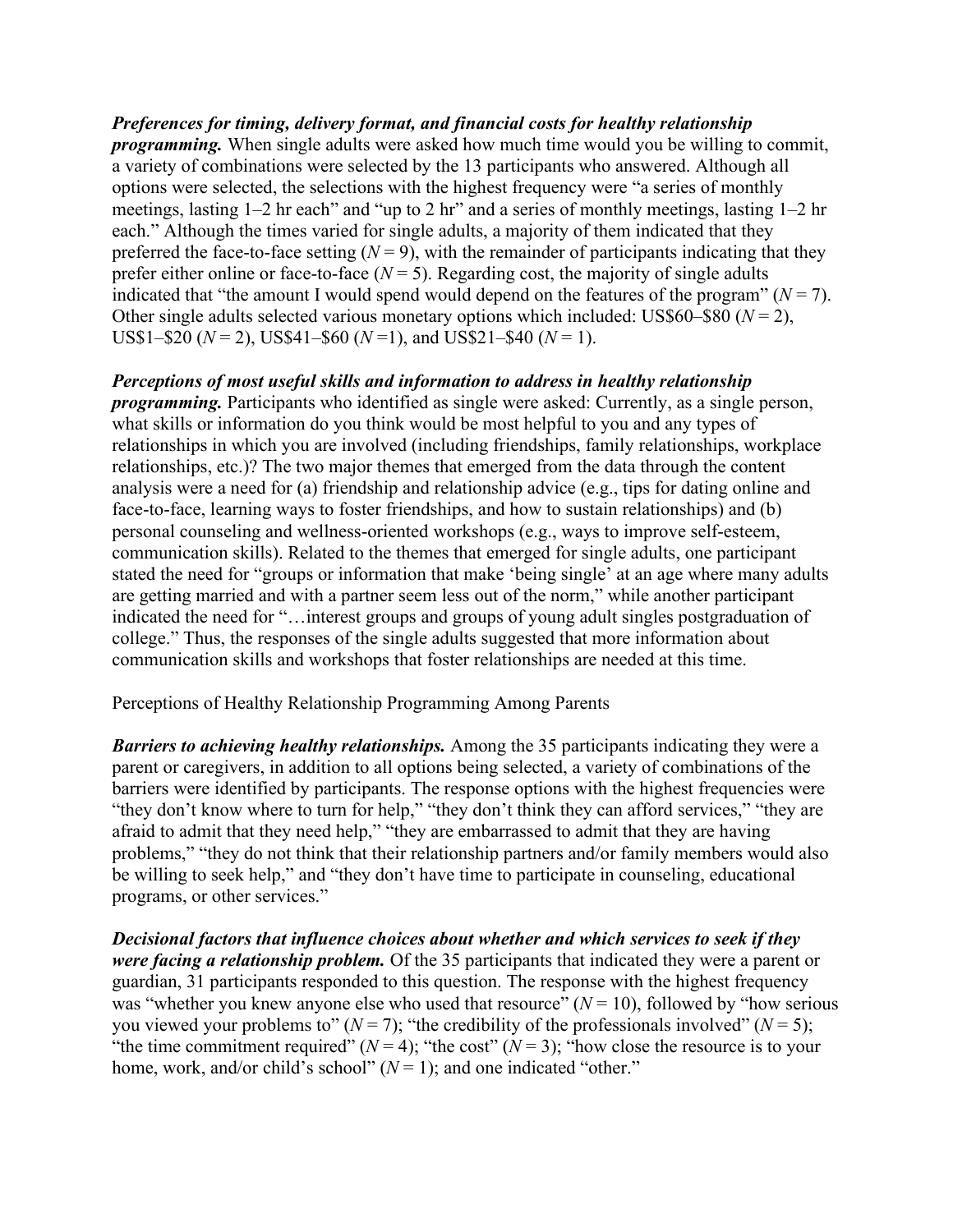***Preferences for timing, delivery format, and financial costs for healthy relationship programming.*** When single adults were asked how much time would you be willing to commit, a variety of combinations were selected by the 13 participants who answered. Although all options were selected, the selections with the highest frequency were "a series of monthly meetings, lasting 1–2 hr each" and "up to 2 hr" and a series of monthly meetings, lasting 1–2 hr each." Although the times varied for single adults, a majority of them indicated that they preferred the face-to-face setting ($N = 9$), with the remainder of participants indicating that they prefer either online or face-to-face ($N = 5$). Regarding cost, the majority of single adults indicated that "the amount I would spend would depend on the features of the program" ($N = 7$). Other single adults selected various monetary options which included: US$60–$80 ($N = 2$), US$1–$20 ($N = 2$), US$41–$60 ($N = 1$), and US$21–$40 ($N = 1$).

***Perceptions of most useful skills and information to address in healthy relationship programming.*** Participants who identified as single were asked: Currently, as a single person, what skills or information do you think would be most helpful to you and any types of relationships in which you are involved (including friendships, family relationships, workplace relationships, etc.)? The two major themes that emerged from the data through the content analysis were a need for (a) friendship and relationship advice (e.g., tips for dating online and face-to-face, learning ways to foster friendships, and how to sustain relationships) and (b) personal counseling and wellness-oriented workshops (e.g., ways to improve self-esteem, communication skills). Related to the themes that emerged for single adults, one participant stated the need for "groups or information that make 'being single' at an age where many adults are getting married and with a partner seem less out of the norm," while another participant indicated the need for "…interest groups and groups of young adult singles postgraduation of college." Thus, the responses of the single adults suggested that more information about communication skills and workshops that foster relationships are needed at this time.

Perceptions of Healthy Relationship Programming Among Parents

***Barriers to achieving healthy relationships.*** Among the 35 participants indicating they were a parent or caregivers, in addition to all options being selected, a variety of combinations of the barriers were identified by participants. The response options with the highest frequencies were "they don't know where to turn for help," "they don't think they can afford services," "they are afraid to admit that they need help," "they are embarrassed to admit that they are having problems," "they do not think that their relationship partners and/or family members would also be willing to seek help," and "they don't have time to participate in counseling, educational programs, or other services."

***Decisional factors that influence choices about whether and which services to seek if they were facing a relationship problem.*** Of the 35 participants that indicated they were a parent or guardian, 31 participants responded to this question. The response with the highest frequency was "whether you knew anyone else who used that resource" ($N = 10$), followed by "how serious you viewed your problems to" ($N = 7$); "the credibility of the professionals involved" ($N = 5$); "the time commitment required" ($N = 4$); "the cost" ($N = 3$); "how close the resource is to your home, work, and/or child's school" ($N = 1$); and one indicated "other."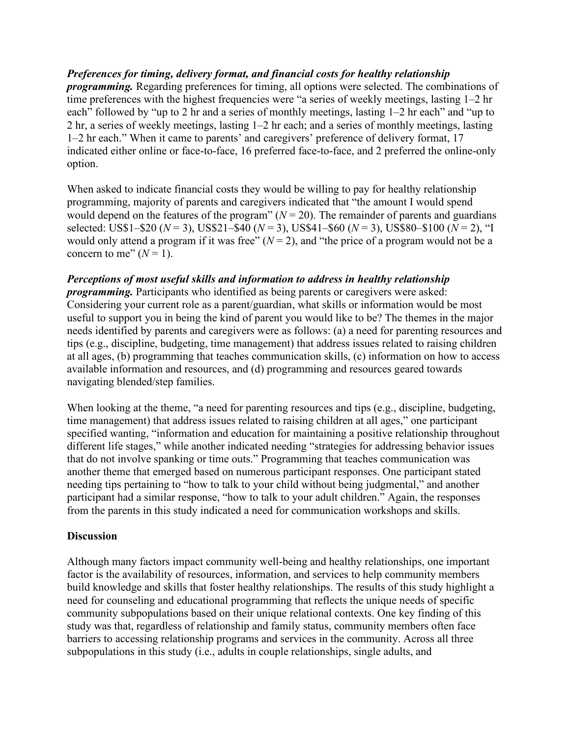***Preferences for timing, delivery format, and financial costs for healthy relationship programming.*** Regarding preferences for timing, all options were selected. The combinations of time preferences with the highest frequencies were "a series of weekly meetings, lasting 1–2 hr each" followed by "up to 2 hr and a series of monthly meetings, lasting 1–2 hr each" and "up to 2 hr, a series of weekly meetings, lasting 1–2 hr each; and a series of monthly meetings, lasting 1–2 hr each." When it came to parents' and caregivers' preference of delivery format, 17 indicated either online or face-to-face, 16 preferred face-to-face, and 2 preferred the online-only option.

When asked to indicate financial costs they would be willing to pay for healthy relationship programming, majority of parents and caregivers indicated that "the amount I would spend would depend on the features of the program" ($N = 20$). The remainder of parents and guardians selected: US$1–$20 ($N = 3$), US$21–$40 ($N = 3$), US$41–$60 ($N = 3$), US$80–$100 ($N = 2$), "I would only attend a program if it was free" ($N = 2$), and "the price of a program would not be a concern to me" ($N = 1$).

***Perceptions of most useful skills and information to address in healthy relationship programming.*** Participants who identified as being parents or caregivers were asked: Considering your current role as a parent/guardian, what skills or information would be most useful to support you in being the kind of parent you would like to be? The themes in the major needs identified by parents and caregivers were as follows: (a) a need for parenting resources and tips (e.g., discipline, budgeting, time management) that address issues related to raising children at all ages, (b) programming that teaches communication skills, (c) information on how to access available information and resources, and (d) programming and resources geared towards navigating blended/step families.

When looking at the theme, "a need for parenting resources and tips (e.g., discipline, budgeting, time management) that address issues related to raising children at all ages," one participant specified wanting, "information and education for maintaining a positive relationship throughout different life stages," while another indicated needing "strategies for addressing behavior issues that do not involve spanking or time outs." Programming that teaches communication was another theme that emerged based on numerous participant responses. One participant stated needing tips pertaining to "how to talk to your child without being judgmental," and another participant had a similar response, "how to talk to your adult children." Again, the responses from the parents in this study indicated a need for communication workshops and skills.

## Discussion

Although many factors impact community well-being and healthy relationships, one important factor is the availability of resources, information, and services to help community members build knowledge and skills that foster healthy relationships. The results of this study highlight a need for counseling and educational programming that reflects the unique needs of specific community subpopulations based on their unique relational contexts. One key finding of this study was that, regardless of relationship and family status, community members often face barriers to accessing relationship programs and services in the community. Across all three subpopulations in this study (i.e., adults in couple relationships, single adults, and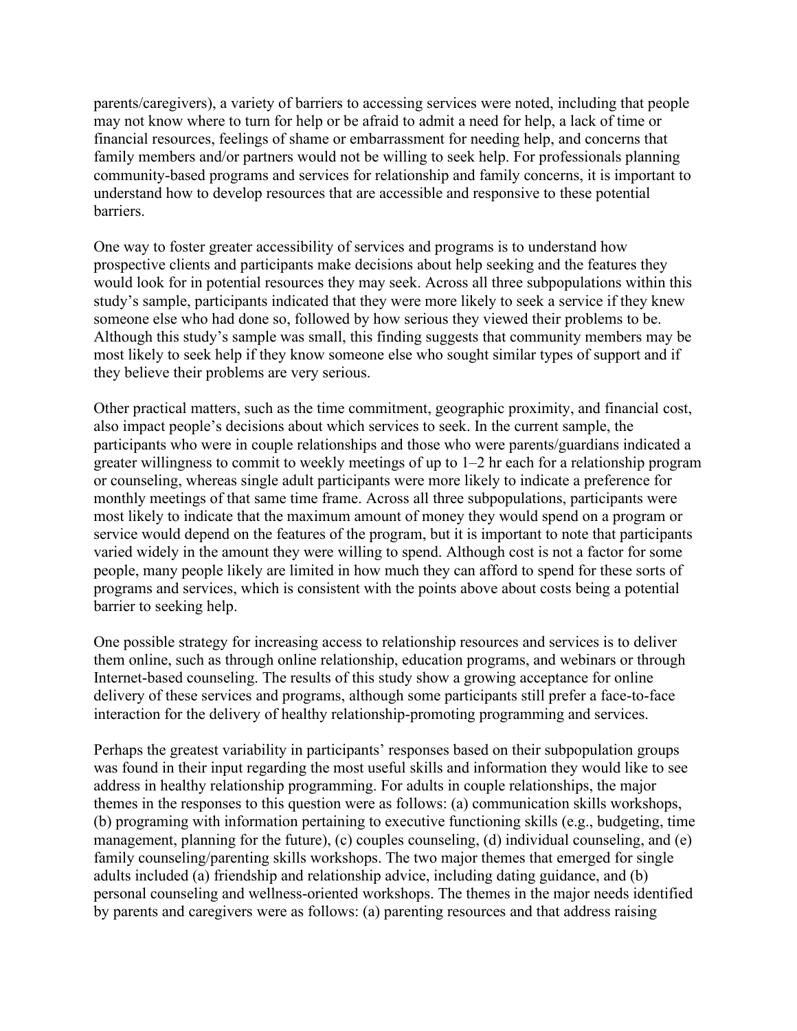parents/caregivers), a variety of barriers to accessing services were noted, including that people may not know where to turn for help or be afraid to admit a need for help, a lack of time or financial resources, feelings of shame or embarrassment for needing help, and concerns that family members and/or partners would not be willing to seek help. For professionals planning community-based programs and services for relationship and family concerns, it is important to understand how to develop resources that are accessible and responsive to these potential barriers.

One way to foster greater accessibility of services and programs is to understand how prospective clients and participants make decisions about help seeking and the features they would look for in potential resources they may seek. Across all three subpopulations within this study's sample, participants indicated that they were more likely to seek a service if they knew someone else who had done so, followed by how serious they viewed their problems to be. Although this study's sample was small, this finding suggests that community members may be most likely to seek help if they know someone else who sought similar types of support and if they believe their problems are very serious.

Other practical matters, such as the time commitment, geographic proximity, and financial cost, also impact people's decisions about which services to seek. In the current sample, the participants who were in couple relationships and those who were parents/guardians indicated a greater willingness to commit to weekly meetings of up to 1–2 hr each for a relationship program or counseling, whereas single adult participants were more likely to indicate a preference for monthly meetings of that same time frame. Across all three subpopulations, participants were most likely to indicate that the maximum amount of money they would spend on a program or service would depend on the features of the program, but it is important to note that participants varied widely in the amount they were willing to spend. Although cost is not a factor for some people, many people likely are limited in how much they can afford to spend for these sorts of programs and services, which is consistent with the points above about costs being a potential barrier to seeking help.

One possible strategy for increasing access to relationship resources and services is to deliver them online, such as through online relationship, education programs, and webinars or through Internet-based counseling. The results of this study show a growing acceptance for online delivery of these services and programs, although some participants still prefer a face-to-face interaction for the delivery of healthy relationship-promoting programming and services.

Perhaps the greatest variability in participants' responses based on their subpopulation groups was found in their input regarding the most useful skills and information they would like to see address in healthy relationship programming. For adults in couple relationships, the major themes in the responses to this question were as follows: (a) communication skills workshops, (b) programing with information pertaining to executive functioning skills (e.g., budgeting, time management, planning for the future), (c) couples counseling, (d) individual counseling, and (e) family counseling/parenting skills workshops. The two major themes that emerged for single adults included (a) friendship and relationship advice, including dating guidance, and (b) personal counseling and wellness-oriented workshops. The themes in the major needs identified by parents and caregivers were as follows: (a) parenting resources and that address raising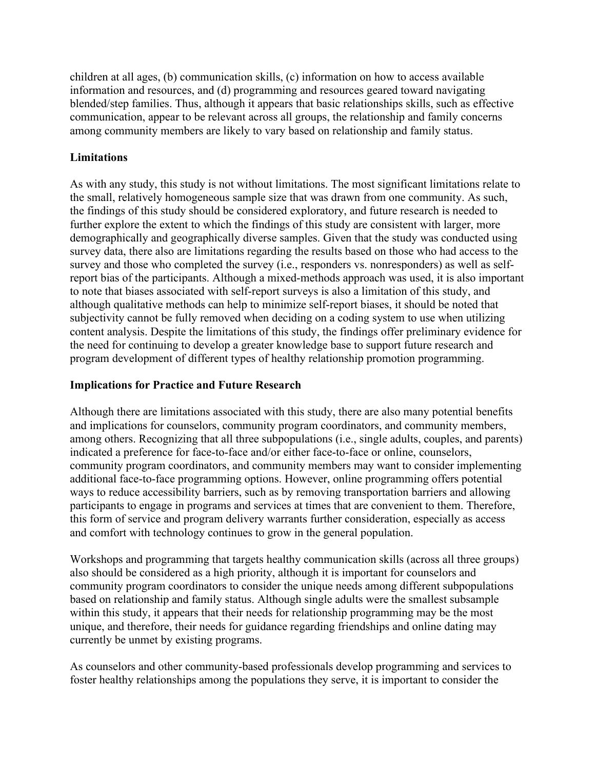children at all ages, (b) communication skills, (c) information on how to access available information and resources, and (d) programming and resources geared toward navigating blended/step families. Thus, although it appears that basic relationships skills, such as effective communication, appear to be relevant across all groups, the relationship and family concerns among community members are likely to vary based on relationship and family status.

## Limitations

As with any study, this study is not without limitations. The most significant limitations relate to the small, relatively homogeneous sample size that was drawn from one community. As such, the findings of this study should be considered exploratory, and future research is needed to further explore the extent to which the findings of this study are consistent with larger, more demographically and geographically diverse samples. Given that the study was conducted using survey data, there also are limitations regarding the results based on those who had access to the survey and those who completed the survey (i.e., responders vs. nonresponders) as well as self-report bias of the participants. Although a mixed-methods approach was used, it is also important to note that biases associated with self-report surveys is also a limitation of this study, and although qualitative methods can help to minimize self-report biases, it should be noted that subjectivity cannot be fully removed when deciding on a coding system to use when utilizing content analysis. Despite the limitations of this study, the findings offer preliminary evidence for the need for continuing to develop a greater knowledge base to support future research and program development of different types of healthy relationship promotion programming.

## Implications for Practice and Future Research

Although there are limitations associated with this study, there are also many potential benefits and implications for counselors, community program coordinators, and community members, among others. Recognizing that all three subpopulations (i.e., single adults, couples, and parents) indicated a preference for face-to-face and/or either face-to-face or online, counselors, community program coordinators, and community members may want to consider implementing additional face-to-face programming options. However, online programming offers potential ways to reduce accessibility barriers, such as by removing transportation barriers and allowing participants to engage in programs and services at times that are convenient to them. Therefore, this form of service and program delivery warrants further consideration, especially as access and comfort with technology continues to grow in the general population.

Workshops and programming that targets healthy communication skills (across all three groups) also should be considered as a high priority, although it is important for counselors and community program coordinators to consider the unique needs among different subpopulations based on relationship and family status. Although single adults were the smallest subsample within this study, it appears that their needs for relationship programming may be the most unique, and therefore, their needs for guidance regarding friendships and online dating may currently be unmet by existing programs.

As counselors and other community-based professionals develop programming and services to foster healthy relationships among the populations they serve, it is important to consider the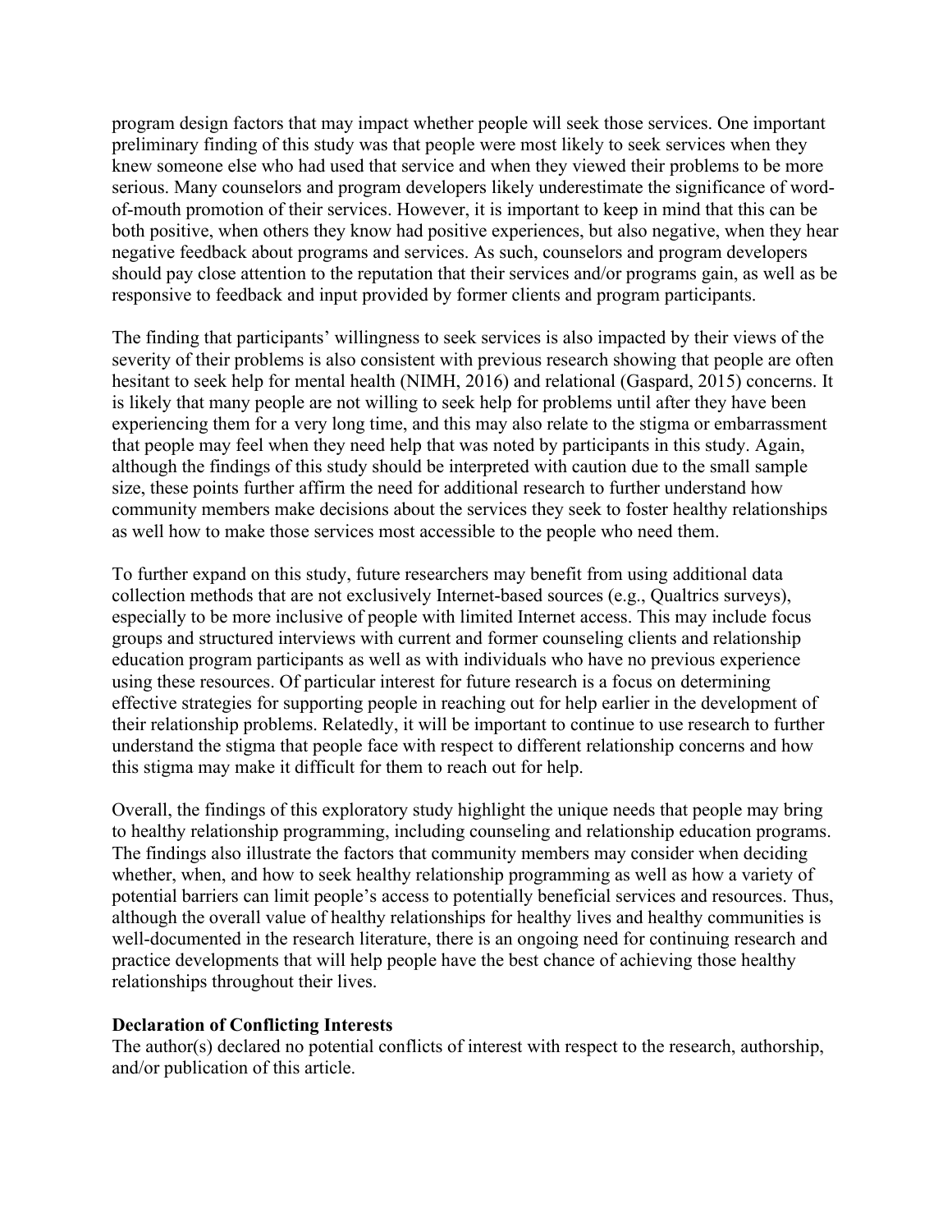program design factors that may impact whether people will seek those services. One important preliminary finding of this study was that people were most likely to seek services when they knew someone else who had used that service and when they viewed their problems to be more serious. Many counselors and program developers likely underestimate the significance of word-of-mouth promotion of their services. However, it is important to keep in mind that this can be both positive, when others they know had positive experiences, but also negative, when they hear negative feedback about programs and services. As such, counselors and program developers should pay close attention to the reputation that their services and/or programs gain, as well as be responsive to feedback and input provided by former clients and program participants.

The finding that participants' willingness to seek services is also impacted by their views of the severity of their problems is also consistent with previous research showing that people are often hesitant to seek help for mental health (NIMH, 2016) and relational (Gaspard, 2015) concerns. It is likely that many people are not willing to seek help for problems until after they have been experiencing them for a very long time, and this may also relate to the stigma or embarrassment that people may feel when they need help that was noted by participants in this study. Again, although the findings of this study should be interpreted with caution due to the small sample size, these points further affirm the need for additional research to further understand how community members make decisions about the services they seek to foster healthy relationships as well how to make those services most accessible to the people who need them.

To further expand on this study, future researchers may benefit from using additional data collection methods that are not exclusively Internet-based sources (e.g., Qualtrics surveys), especially to be more inclusive of people with limited Internet access. This may include focus groups and structured interviews with current and former counseling clients and relationship education program participants as well as with individuals who have no previous experience using these resources. Of particular interest for future research is a focus on determining effective strategies for supporting people in reaching out for help earlier in the development of their relationship problems. Relatedly, it will be important to continue to use research to further understand the stigma that people face with respect to different relationship concerns and how this stigma may make it difficult for them to reach out for help.

Overall, the findings of this exploratory study highlight the unique needs that people may bring to healthy relationship programming, including counseling and relationship education programs. The findings also illustrate the factors that community members may consider when deciding whether, when, and how to seek healthy relationship programming as well as how a variety of potential barriers can limit people's access to potentially beneficial services and resources. Thus, although the overall value of healthy relationships for healthy lives and healthy communities is well-documented in the research literature, there is an ongoing need for continuing research and practice developments that will help people have the best chance of achieving those healthy relationships throughout their lives.

**Declaration of Conflicting Interests**

The author(s) declared no potential conflicts of interest with respect to the research, authorship, and/or publication of this article.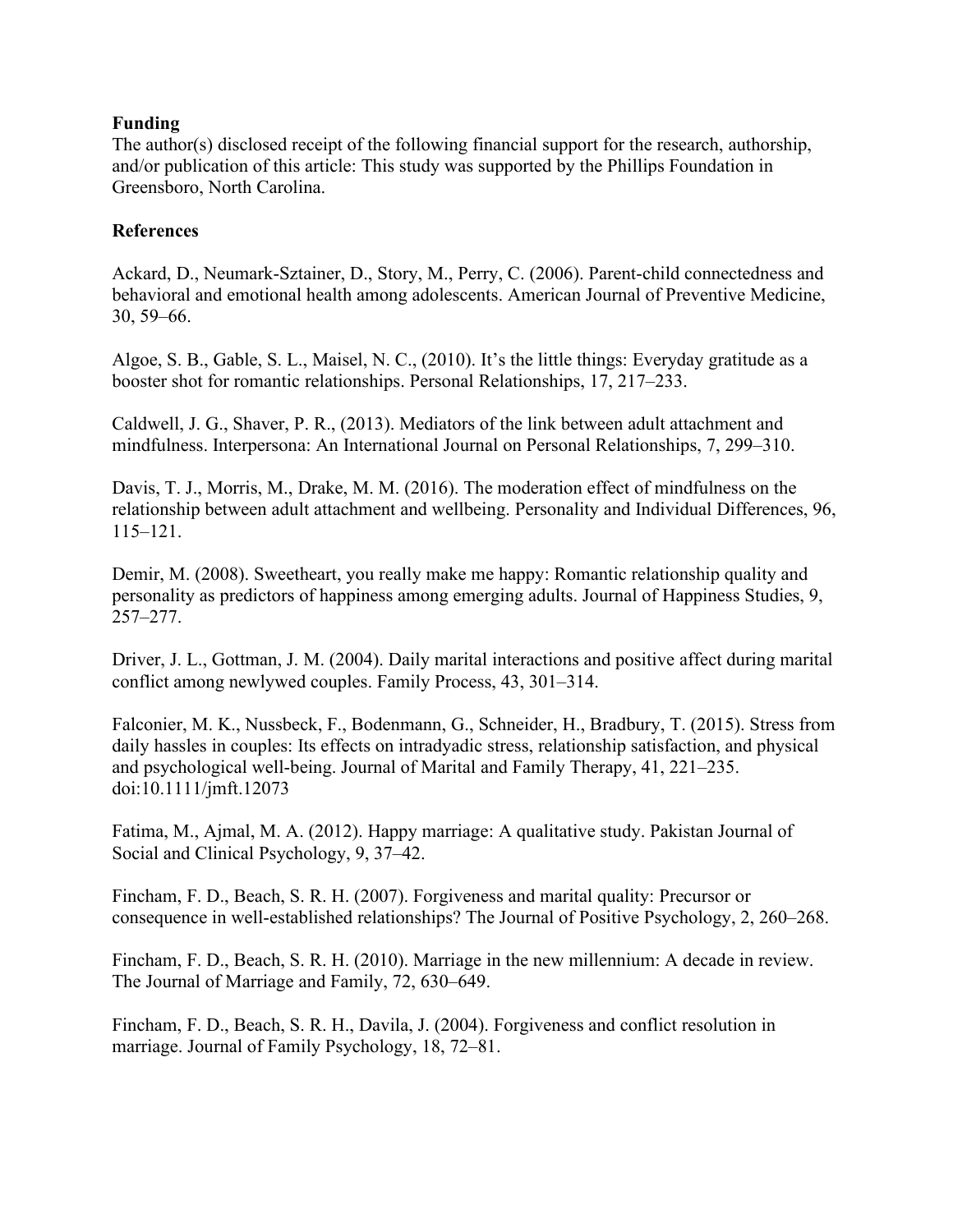**Funding**

The author(s) disclosed receipt of the following financial support for the research, authorship, and/or publication of this article: This study was supported by the Phillips Foundation in Greensboro, North Carolina.

**References**

Ackard, D., Neumark-Sztainer, D., Story, M., Perry, C. (2006). Parent-child connectedness and behavioral and emotional health among adolescents. American Journal of Preventive Medicine, 30, 59–66.

Algoe, S. B., Gable, S. L., Maisel, N. C., (2010). It's the little things: Everyday gratitude as a booster shot for romantic relationships. Personal Relationships, 17, 217–233.

Caldwell, J. G., Shaver, P. R., (2013). Mediators of the link between adult attachment and mindfulness. Interpersona: An International Journal on Personal Relationships, 7, 299–310.

Davis, T. J., Morris, M., Drake, M. M. (2016). The moderation effect of mindfulness on the relationship between adult attachment and wellbeing. Personality and Individual Differences, 96, 115–121.

Demir, M. (2008). Sweetheart, you really make me happy: Romantic relationship quality and personality as predictors of happiness among emerging adults. Journal of Happiness Studies, 9, 257–277.

Driver, J. L., Gottman, J. M. (2004). Daily marital interactions and positive affect during marital conflict among newlywed couples. Family Process, 43, 301–314.

Falconier, M. K., Nussbeck, F., Bodenmann, G., Schneider, H., Bradbury, T. (2015). Stress from daily hassles in couples: Its effects on intradyadic stress, relationship satisfaction, and physical and psychological well-being. Journal of Marital and Family Therapy, 41, 221–235. doi:10.1111/jmft.12073

Fatima, M., Ajmal, M. A. (2012). Happy marriage: A qualitative study. Pakistan Journal of Social and Clinical Psychology, 9, 37–42.

Fincham, F. D., Beach, S. R. H. (2007). Forgiveness and marital quality: Precursor or consequence in well-established relationships? The Journal of Positive Psychology, 2, 260–268.

Fincham, F. D., Beach, S. R. H. (2010). Marriage in the new millennium: A decade in review. The Journal of Marriage and Family, 72, 630–649.

Fincham, F. D., Beach, S. R. H., Davila, J. (2004). Forgiveness and conflict resolution in marriage. Journal of Family Psychology, 18, 72–81.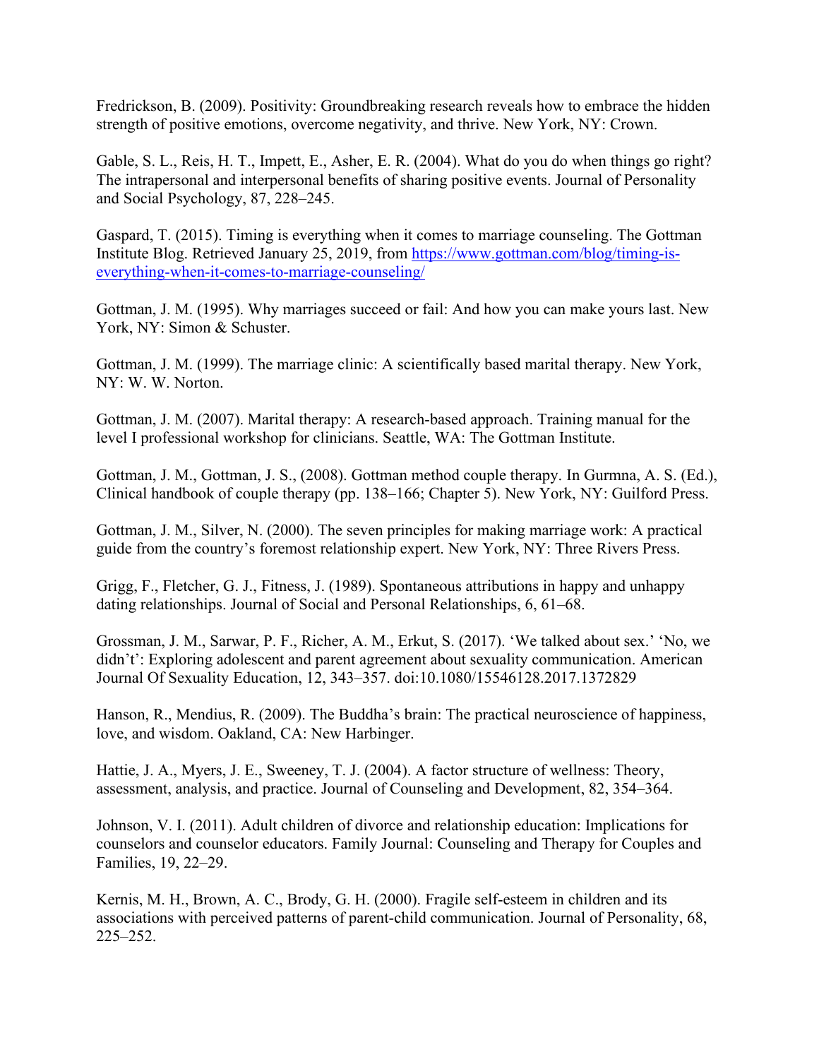Fredrickson, B. (2009). Positivity: Groundbreaking research reveals how to embrace the hidden strength of positive emotions, overcome negativity, and thrive. New York, NY: Crown.

Gable, S. L., Reis, H. T., Impett, E., Asher, E. R. (2004). What do you do when things go right? The intrapersonal and interpersonal benefits of sharing positive events. Journal of Personality and Social Psychology, 87, 228–245.

Gaspard, T. (2015). Timing is everything when it comes to marriage counseling. The Gottman Institute Blog. Retrieved January 25, 2019, from [https://www.gottman.com/blog/timing-is-everything-when-it-comes-to-marriage-counseling/](https://www.gottman.com/blog/timing-is-everything-when-it-comes-to-marriage-counseling/)

Gottman, J. M. (1995). Why marriages succeed or fail: And how you can make yours last. New York, NY: Simon & Schuster.

Gottman, J. M. (1999). The marriage clinic: A scientifically based marital therapy. New York, NY: W. W. Norton.

Gottman, J. M. (2007). Marital therapy: A research-based approach. Training manual for the level I professional workshop for clinicians. Seattle, WA: The Gottman Institute.

Gottman, J. M., Gottman, J. S., (2008). Gottman method couple therapy. In Gurmna, A. S. (Ed.), Clinical handbook of couple therapy (pp. 138–166; Chapter 5). New York, NY: Guilford Press.

Gottman, J. M., Silver, N. (2000). The seven principles for making marriage work: A practical guide from the country's foremost relationship expert. New York, NY: Three Rivers Press.

Grigg, F., Fletcher, G. J., Fitness, J. (1989). Spontaneous attributions in happy and unhappy dating relationships. Journal of Social and Personal Relationships, 6, 61–68.

Grossman, J. M., Sarwar, P. F., Richer, A. M., Erkut, S. (2017). 'We talked about sex.' 'No, we didn't': Exploring adolescent and parent agreement about sexuality communication. American Journal Of Sexuality Education, 12, 343–357. doi:10.1080/15546128.2017.1372829

Hanson, R., Mendius, R. (2009). The Buddha's brain: The practical neuroscience of happiness, love, and wisdom. Oakland, CA: New Harbinger.

Hattie, J. A., Myers, J. E., Sweeney, T. J. (2004). A factor structure of wellness: Theory, assessment, analysis, and practice. Journal of Counseling and Development, 82, 354–364.

Johnson, V. I. (2011). Adult children of divorce and relationship education: Implications for counselors and counselor educators. Family Journal: Counseling and Therapy for Couples and Families, 19, 22–29.

Kernis, M. H., Brown, A. C., Brody, G. H. (2000). Fragile self-esteem in children and its associations with perceived patterns of parent-child communication. Journal of Personality, 68, 225–252.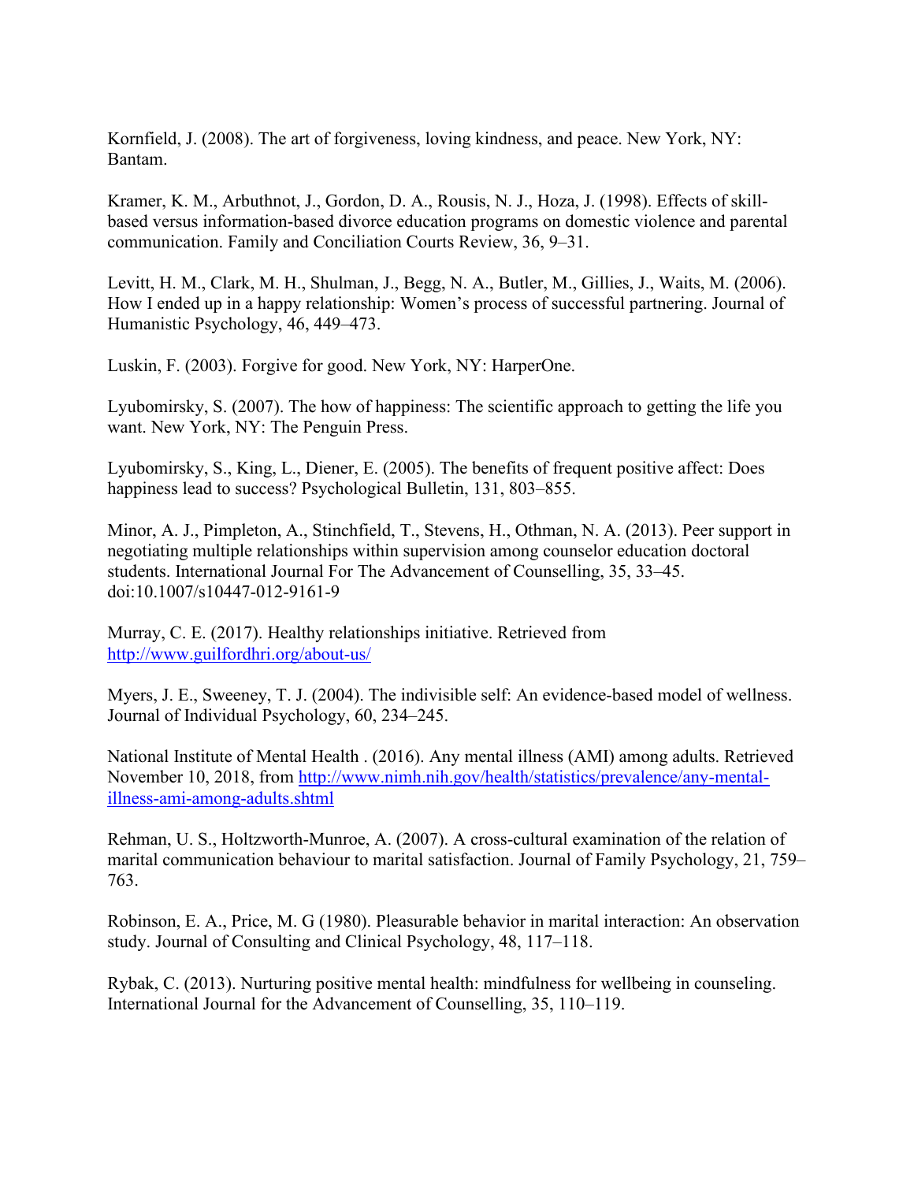Kornfield, J. (2008). The art of forgiveness, loving kindness, and peace. New York, NY: Bantam.

Kramer, K. M., Arbuthnot, J., Gordon, D. A., Rousis, N. J., Hoza, J. (1998). Effects of skill-based versus information-based divorce education programs on domestic violence and parental communication. Family and Conciliation Courts Review, 36, 9–31.

Levitt, H. M., Clark, M. H., Shulman, J., Begg, N. A., Butler, M., Gillies, J., Waits, M. (2006). How I ended up in a happy relationship: Women's process of successful partnering. Journal of Humanistic Psychology, 46, 449–473.

Luskin, F. (2003). Forgive for good. New York, NY: HarperOne.

Lyubomirsky, S. (2007). The how of happiness: The scientific approach to getting the life you want. New York, NY: The Penguin Press.

Lyubomirsky, S., King, L., Diener, E. (2005). The benefits of frequent positive affect: Does happiness lead to success? Psychological Bulletin, 131, 803–855.

Minor, A. J., Pimpleton, A., Stinchfield, T., Stevens, H., Othman, N. A. (2013). Peer support in negotiating multiple relationships within supervision among counselor education doctoral students. International Journal For The Advancement of Counselling, 35, 33–45. doi:10.1007/s10447-012-9161-9

Murray, C. E. (2017). Healthy relationships initiative. Retrieved from [http://www.guilfordhri.org/about-us/](http://www.guilfordhri.org/about-us/)

Myers, J. E., Sweeney, T. J. (2004). The indivisible self: An evidence-based model of wellness. Journal of Individual Psychology, 60, 234–245.

National Institute of Mental Health . (2016). Any mental illness (AMI) among adults. Retrieved November 10, 2018, from [http://www.nimh.nih.gov/health/statistics/prevalence/any-mental-illness-ami-among-adults.shtml](http://www.nimh.nih.gov/health/statistics/prevalence/any-mental-illness-ami-among-adults.shtml)

Rehman, U. S., Holtzworth-Munroe, A. (2007). A cross-cultural examination of the relation of marital communication behaviour to marital satisfaction. Journal of Family Psychology, 21, 759–763.

Robinson, E. A., Price, M. G (1980). Pleasurable behavior in marital interaction: An observation study. Journal of Consulting and Clinical Psychology, 48, 117–118.

Rybak, C. (2013). Nurturing positive mental health: mindfulness for wellbeing in counseling. International Journal for the Advancement of Counselling, 35, 110–119.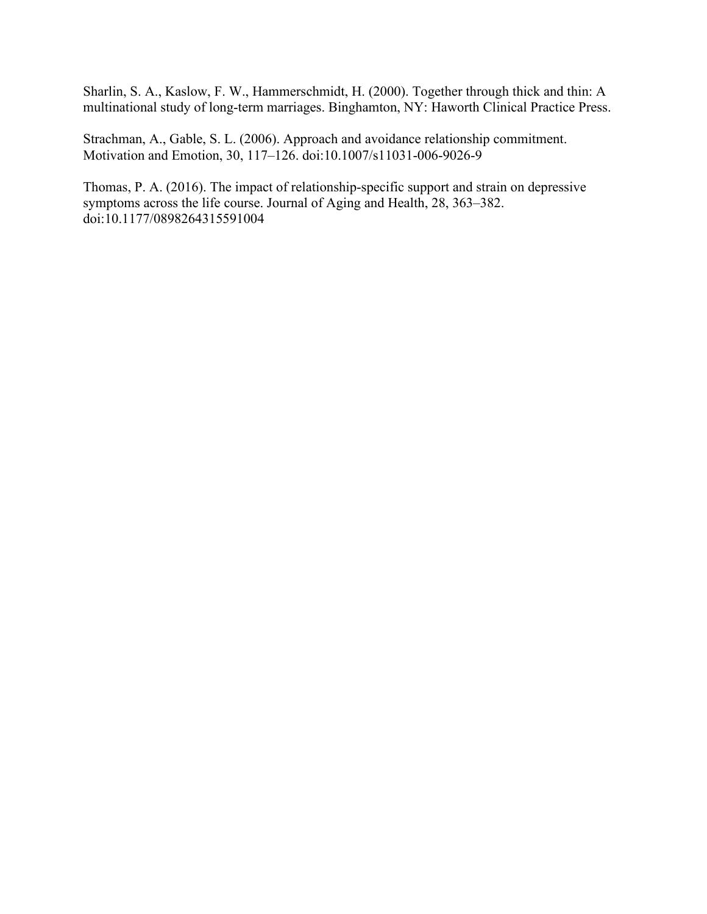Sharlin, S. A., Kaslow, F. W., Hammerschmidt, H. (2000). Together through thick and thin: A multinational study of long-term marriages. Binghamton, NY: Haworth Clinical Practice Press.

Strachman, A., Gable, S. L. (2006). Approach and avoidance relationship commitment. Motivation and Emotion, 30, 117–126. doi:10.1007/s11031-006-9026-9

Thomas, P. A. (2016). The impact of relationship-specific support and strain on depressive symptoms across the life course. Journal of Aging and Health, 28, 363–382. doi:10.1177/0898264315591004